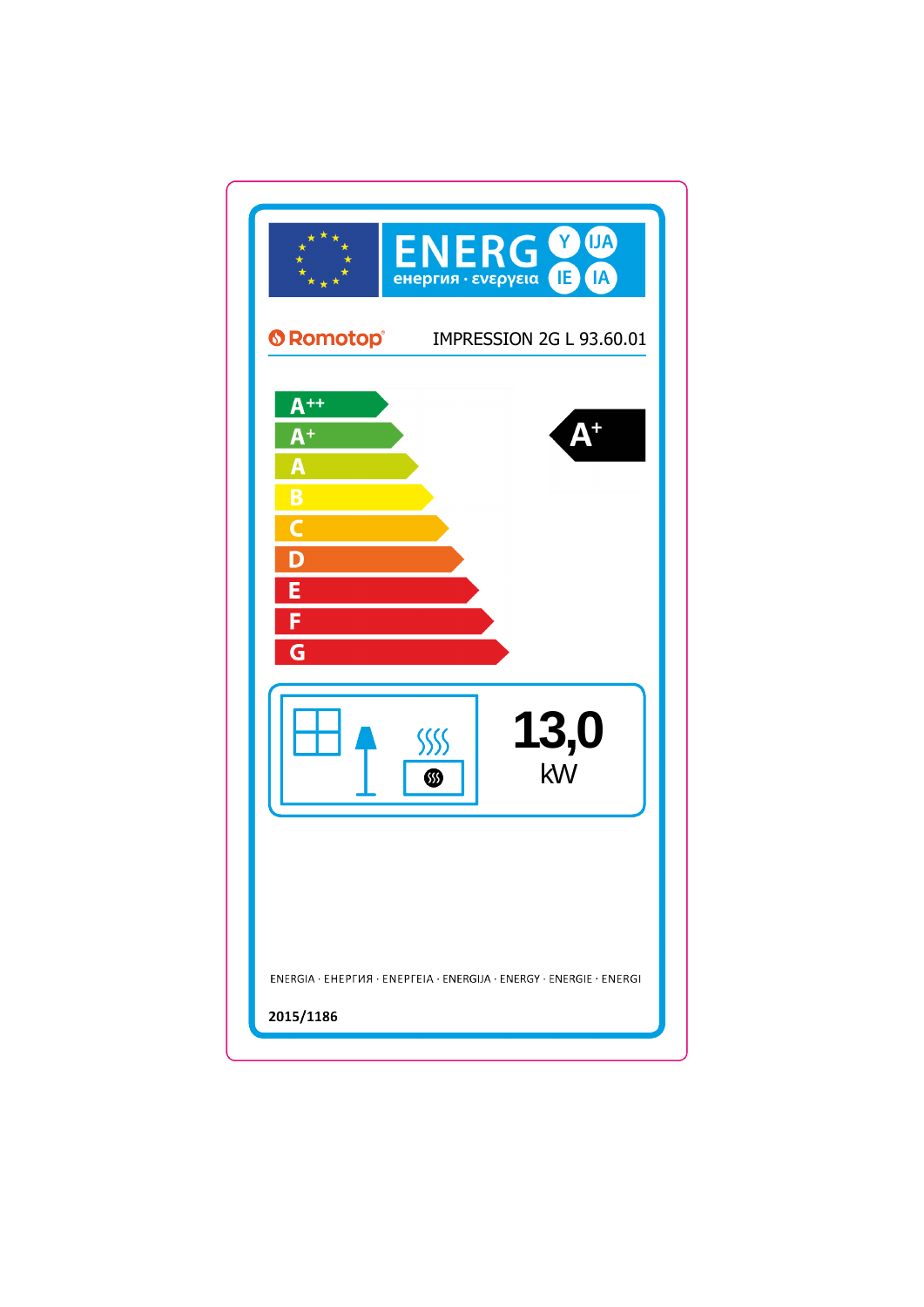ENERG Y IJA IE IA

енергия · ενεργεια

Romotop

IMPRESSION 2G L 93.60.01

- A++
- A+
- A
- B
- C
- D
- E
- F
- G

A+

13,0 kW

ENERGIA · ЕНЕРГИЯ · ΕΝΕΡΓΕΙΑ · ENERGIJA · ENERGY · ENERGIE · ENERGI

2015/1186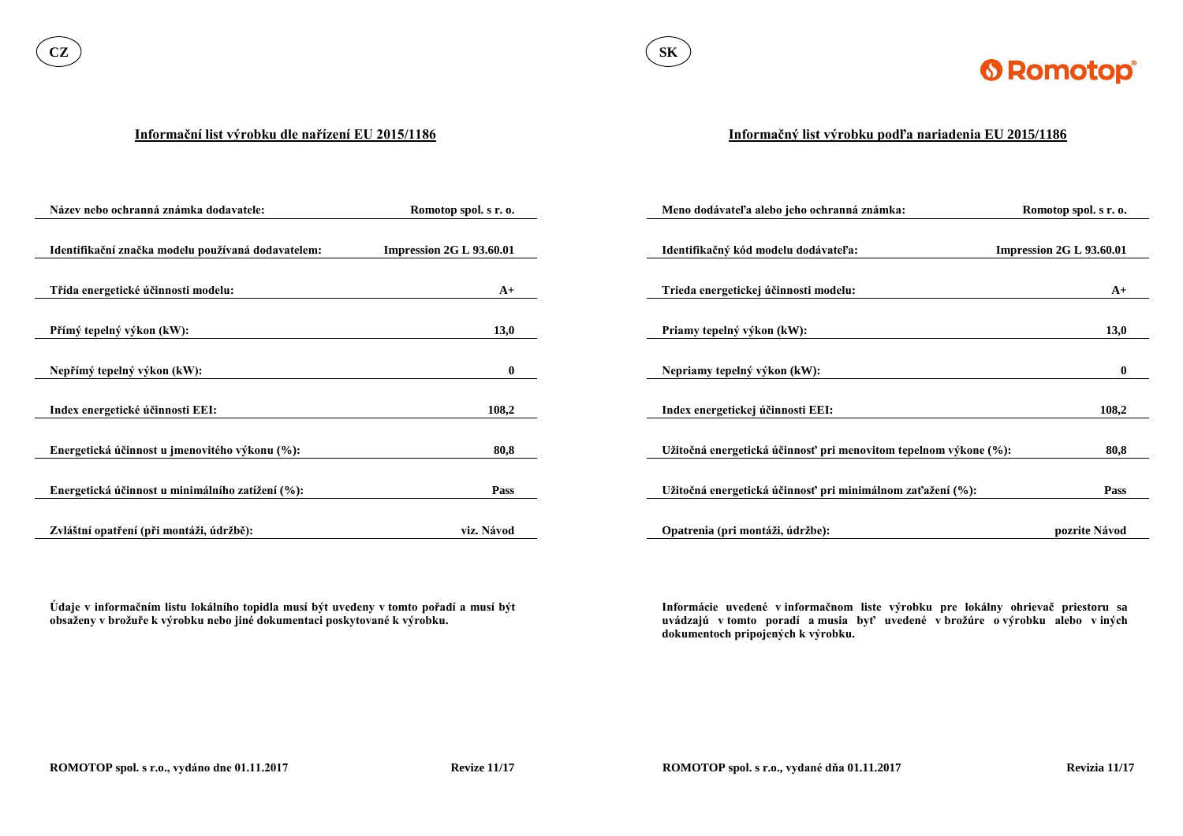CZ

## Informační list výrobku dle nařízení EU 2015/1186

| | |
|---|---|
| **Název nebo ochranná známka dodavatele:** | **Romotop spol. s r. o.** |
| **Identifikační značka modelu používaná dodavatelem:** | **Impression 2G L 93.60.01** |
| **Třída energetické účinnosti modelu:** | **A+** |
| **Přímý tepelný výkon (kW):** | **13,0** |
| **Nepřímý tepelný výkon (kW):** | **0** |
| **Index energetické účinnosti EEI:** | **108,2** |
| **Energetická účinnost u jmenovitého výkonu (%):** | **80,8** |
| **Energetická účinnost u minimálního zatížení (%):** | **Pass** |
| **Zvláštní opatření (při montáži, údržbě):** | **viz. Návod** |

**Údaje v informačním listu lokálního topidla musí být uvedeny v tomto pořadí a musí být obsaženy v brožuře k výrobku nebo jiné dokumentaci poskytované k výrobku.**

**ROMOTOP spol. s r.o., vydáno dne 01.11.2017** **Revize 11/17**

SK

## Informačný list výrobku podľa nariadenia EU 2015/1186

| | |
|---|---|
| **Meno dodávateľa alebo jeho ochranná známka:** | **Romotop spol. s r. o.** |
| **Identifikačný kód modelu dodávateľa:** | **Impression 2G L 93.60.01** |
| **Trieda energetickej účinnosti modelu:** | **A+** |
| **Priamy tepelný výkon (kW):** | **13,0** |
| **Nepriamy tepelný výkon (kW):** | **0** |
| **Index energetickej účinnosti EEI:** | **108,2** |
| **Užitočná energetická účinnosť pri menovitom tepelnom výkone (%):** | **80,8** |
| **Užitočná energetická účinnosť pri minimálnom zaťažení (%):** | **Pass** |
| **Opatrenia (pri montáži, údržbe):** | **pozrite Návod** |

**Informácie uvedené v informačnom liste výrobku pre lokálny ohrievač priestoru sa uvádzajú v tomto poradí a musia byť uvedené v brožúre o výrobku alebo v iných dokumentoch pripojených k výrobku.**

**ROMOTOP spol. s r.o., vydané dňa 01.11.2017** **Revizia 11/17**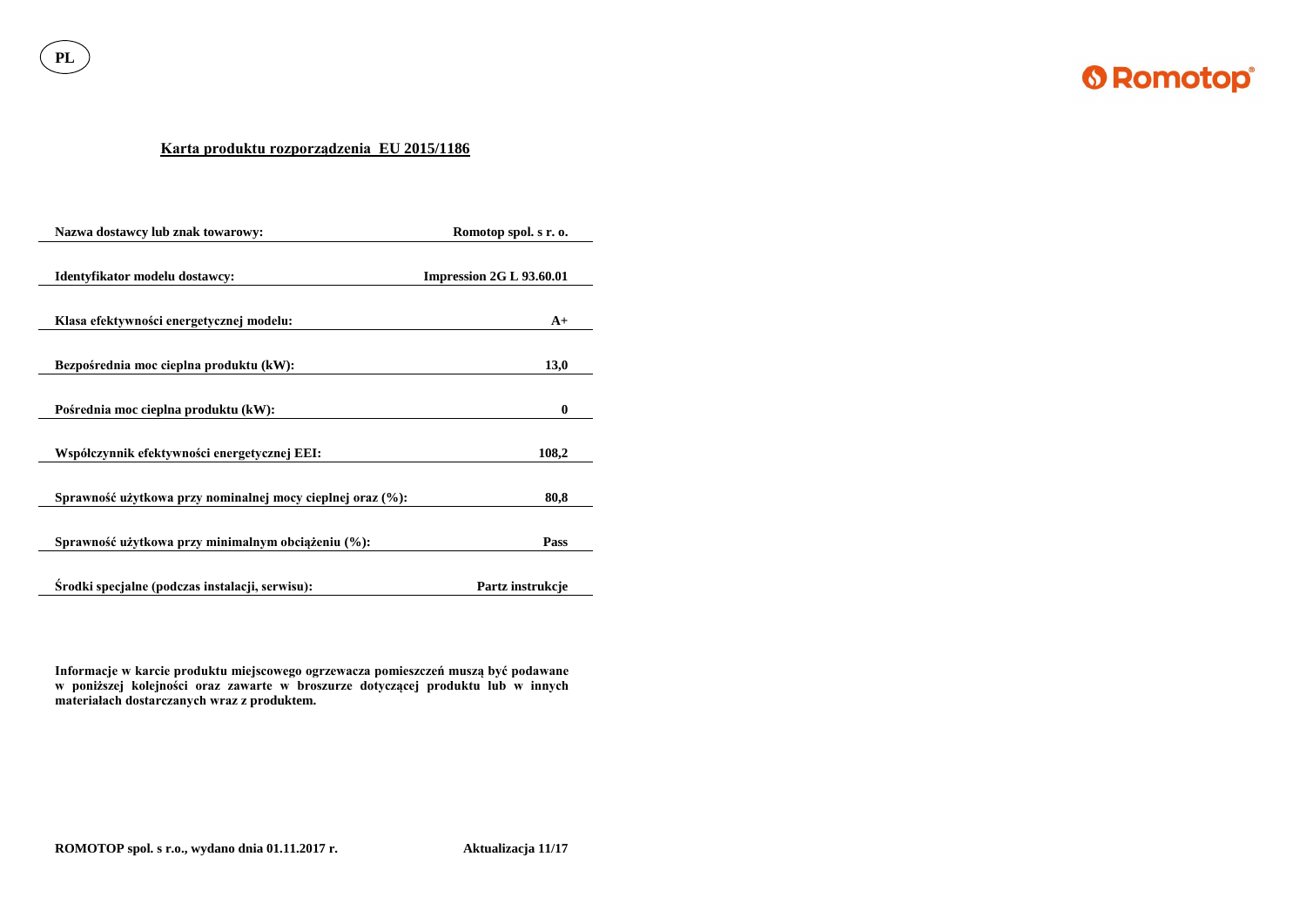PL

Romotop

## Karta produktu rozporządzenia EU 2015/1186

| | |
|---|---|
| **Nazwa dostawcy lub znak towarowy:** | **Romotop spol. s r. o.** |
| **Identyfikator modelu dostawcy:** | **Impression 2G L 93.60.01** |
| **Klasa efektywności energetycznej modelu:** | **A+** |
| **Bezpośrednia moc cieplna produktu (kW):** | **13,0** |
| **Pośrednia moc cieplna produktu (kW):** | **0** |
| **Współczynnik efektywności energetycznej EEI:** | **108,2** |
| **Sprawność użytkowa przy nominalnej mocy cieplnej oraz (%):** | **80,8** |
| **Sprawność użytkowa przy minimalnym obciążeniu (%):** | **Pass** |
| **Środki specjalne (podczas instalacji, serwisu):** | **Partz instrukcje** |

**Informacje w karcie produktu miejscowego ogrzewacza pomieszczeń muszą być podawane w poniższej kolejności oraz zawarte w broszurze dotyczącej produktu lub w innych materiałach dostarczanych wraz z produktem.**

**ROMOTOP spol. s r.o., wydano dnia 01.11.2017 r.** **Aktualizacja 11/17**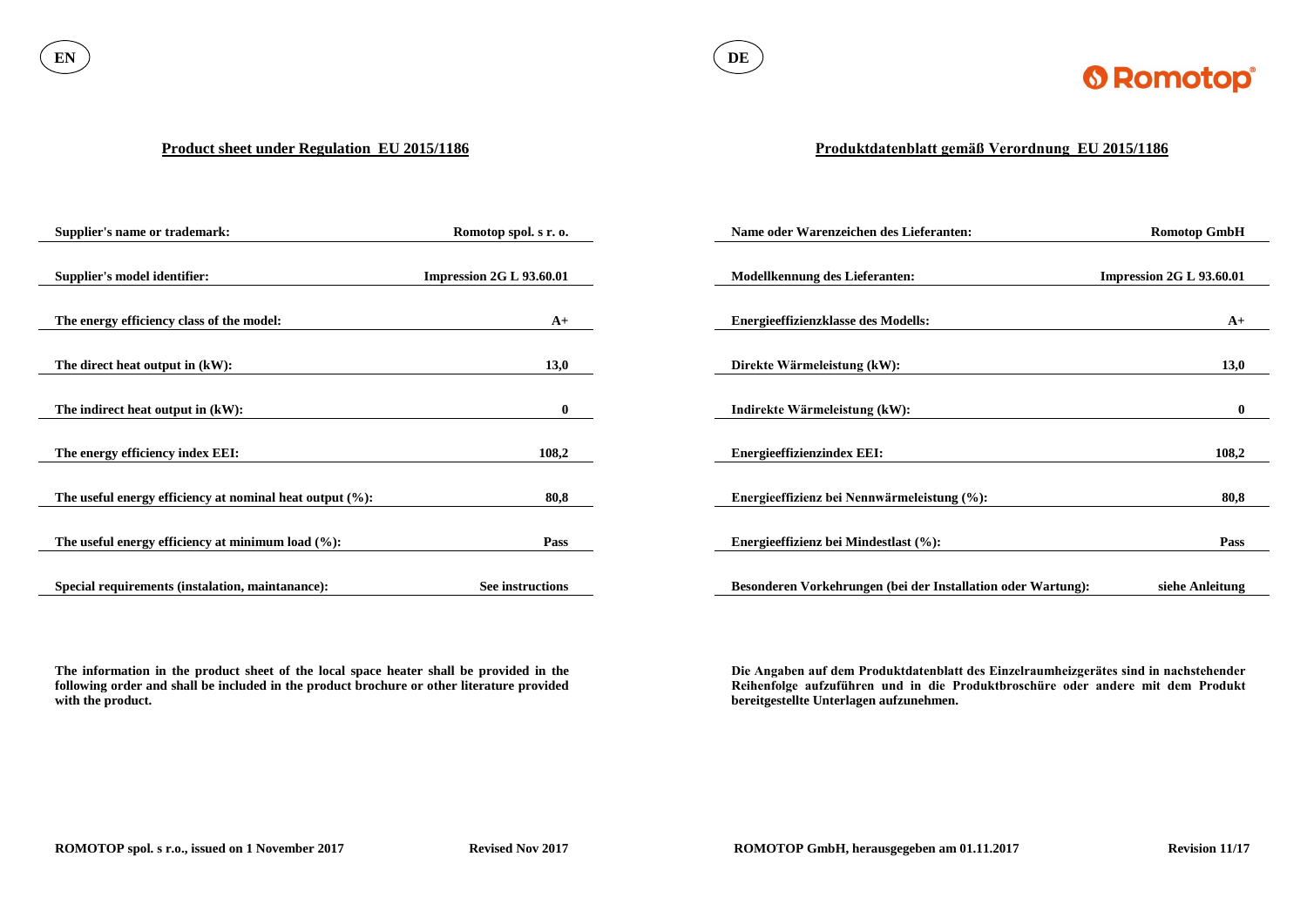EN

## Product sheet under Regulation EU 2015/1186

| | |
|---|---|
| **Supplier's name or trademark:** | **Romotop spol. s r. o.** |
| **Supplier's model identifier:** | **Impression 2G L 93.60.01** |
| **The energy efficiency class of the model:** | **A+** |
| **The direct heat output in (kW):** | **13,0** |
| **The indirect heat output in (kW):** | **0** |
| **The energy efficiency index EEI:** | **108,2** |
| **The useful energy efficiency at nominal heat output (%):** | **80,8** |
| **The useful energy efficiency at minimum load (%):** | **Pass** |
| **Special requirements (instalation, maintanance):** | **See instructions** |

**The information in the product sheet of the local space heater shall be provided in the following order and shall be included in the product brochure or other literature provided with the product.**

**ROMOTOP spol. s r.o., issued on 1 November 2017** **Revised Nov 2017**

DE

## Produktdatenblatt gemäß Verordnung EU 2015/1186

| | |
|---|---|
| **Name oder Warenzeichen des Lieferanten:** | **Romotop GmbH** |
| **Modellkennung des Lieferanten:** | **Impression 2G L 93.60.01** |
| **Energieeffizienzklasse des Modells:** | **A+** |
| **Direkte Wärmeleistung (kW):** | **13,0** |
| **Indirekte Wärmeleistung (kW):** | **0** |
| **Energieeffizienzindex EEI:** | **108,2** |
| **Energieeffizienz bei Nennwärmeleistung (%):** | **80,8** |
| **Energieeffizienz bei Mindestlast (%):** | **Pass** |
| **Besonderen Vorkehrungen (bei der Installation oder Wartung):** | **siehe Anleitung** |

**Die Angaben auf dem Produktdatenblatt des Einzelraumheizgerätes sind in nachstehender Reihenfolge aufzuführen und in die Produktbroschüre oder andere mit dem Produkt bereitgestellte Unterlagen aufzunehmen.**

**ROMOTOP GmbH, herausgegeben am 01.11.2017** **Revision 11/17**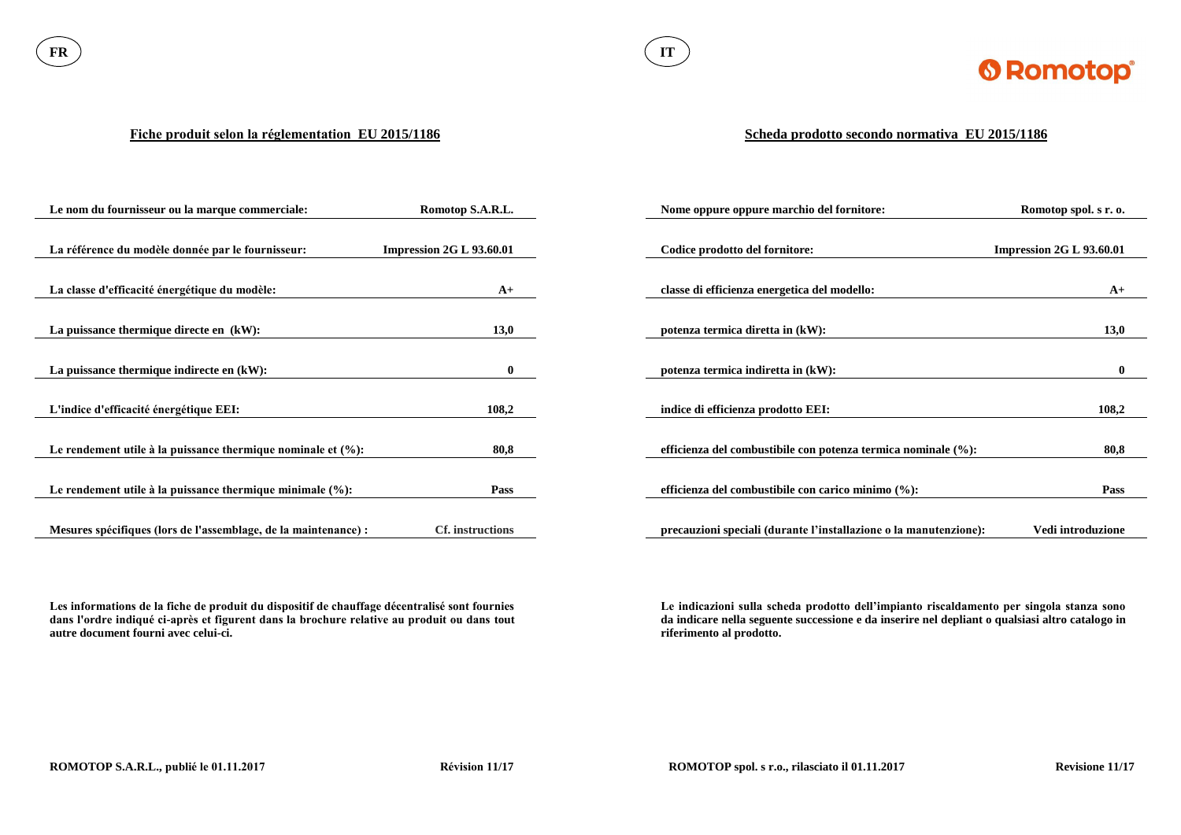FR

## Fiche produit selon la réglementation EU 2015/1186

| | |
|---|---|
| **Le nom du fournisseur ou la marque commerciale:** | **Romotop S.A.R.L.** |
| **La référence du modèle donnée par le fournisseur:** | **Impression 2G L 93.60.01** |
| **La classe d'efficacité énergétique du modèle:** | **A+** |
| **La puissance thermique directe en (kW):** | **13,0** |
| **La puissance thermique indirecte en (kW):** | **0** |
| **L'indice d'efficacité énergétique EEI:** | **108,2** |
| **Le rendement utile à la puissance thermique nominale et (%):** | **80,8** |
| **Le rendement utile à la puissance thermique minimale (%):** | **Pass** |
| **Mesures spécifiques (lors de l'assemblage, de la maintenance) :** | **Cf. instructions** |

**Les informations de la fiche de produit du dispositif de chauffage décentralisé sont fournies dans l'ordre indiqué ci-après et figurent dans la brochure relative au produit ou dans tout autre document fourni avec celui-ci.**

**ROMOTOP S.A.R.L., publié le 01.11.2017** **Révision 11/17**

IT

## Scheda prodotto secondo normativa EU 2015/1186

| | |
|---|---|
| **Nome oppure oppure marchio del fornitore:** | **Romotop spol. s r. o.** |
| **Codice prodotto del fornitore:** | **Impression 2G L 93.60.01** |
| **classe di efficienza energetica del modello:** | **A+** |
| **potenza termica diretta in (kW):** | **13,0** |
| **potenza termica indiretta in (kW):** | **0** |
| **indice di efficienza prodotto EEI:** | **108,2** |
| **efficienza del combustibile con potenza termica nominale (%):** | **80,8** |
| **efficienza del combustibile con carico minimo (%):** | **Pass** |
| **precauzioni speciali (durante l'installazione o la manutenzione):** | **Vedi introduzione** |

**Le indicazioni sulla scheda prodotto dell'impianto riscaldamento per singola stanza sono da indicare nella seguente successione e da inserire nel depliant o qualsiasi altro catalogo in riferimento al prodotto.**

**ROMOTOP spol. s r.o., rilasciato il 01.11.2017** **Revisione 11/17**